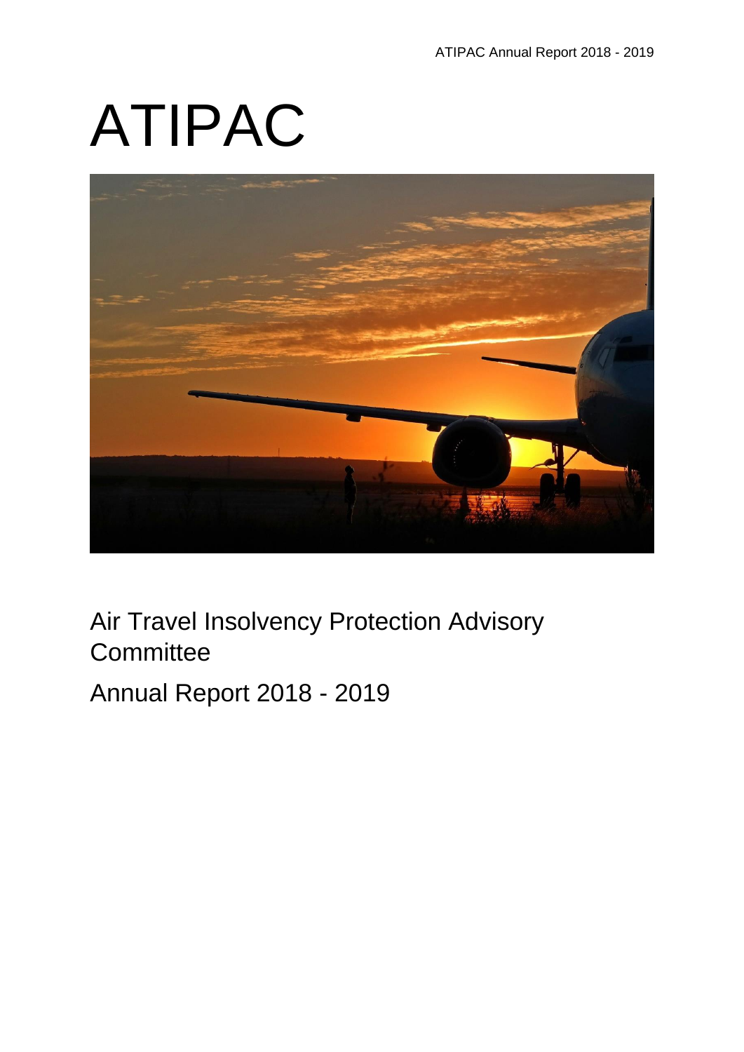# ATIPAC

Air Travel Insolvency Protection Advisory Committee

Annual Report 2018 - 2019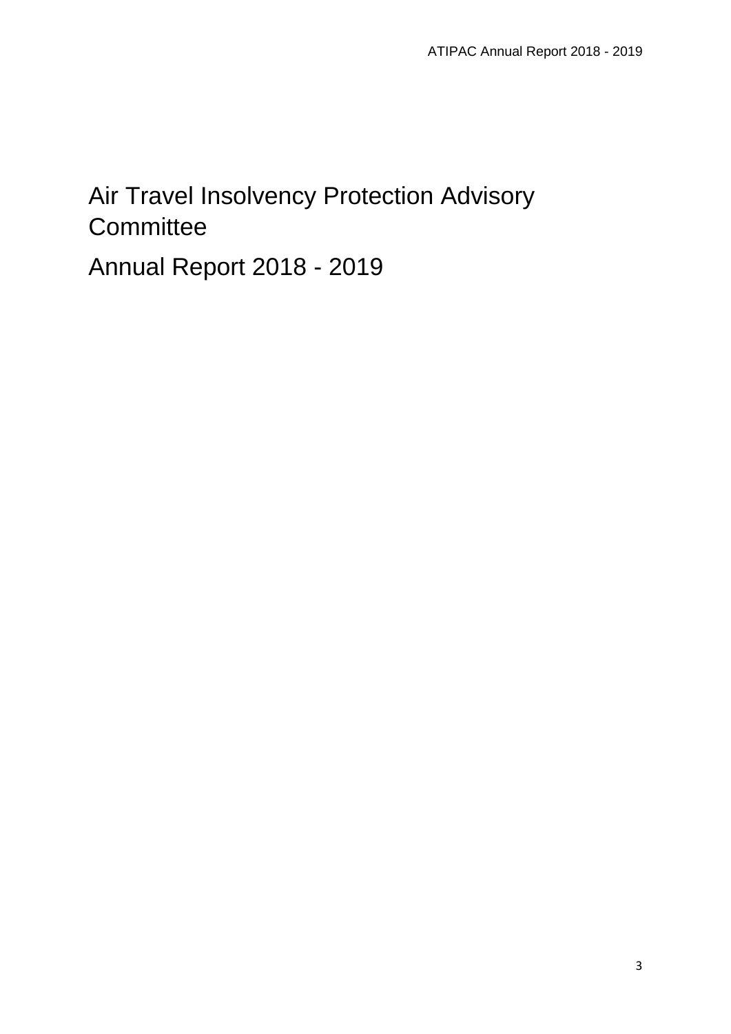# Air Travel Insolvency Protection Advisory Committee

## Annual Report 2018 - 2019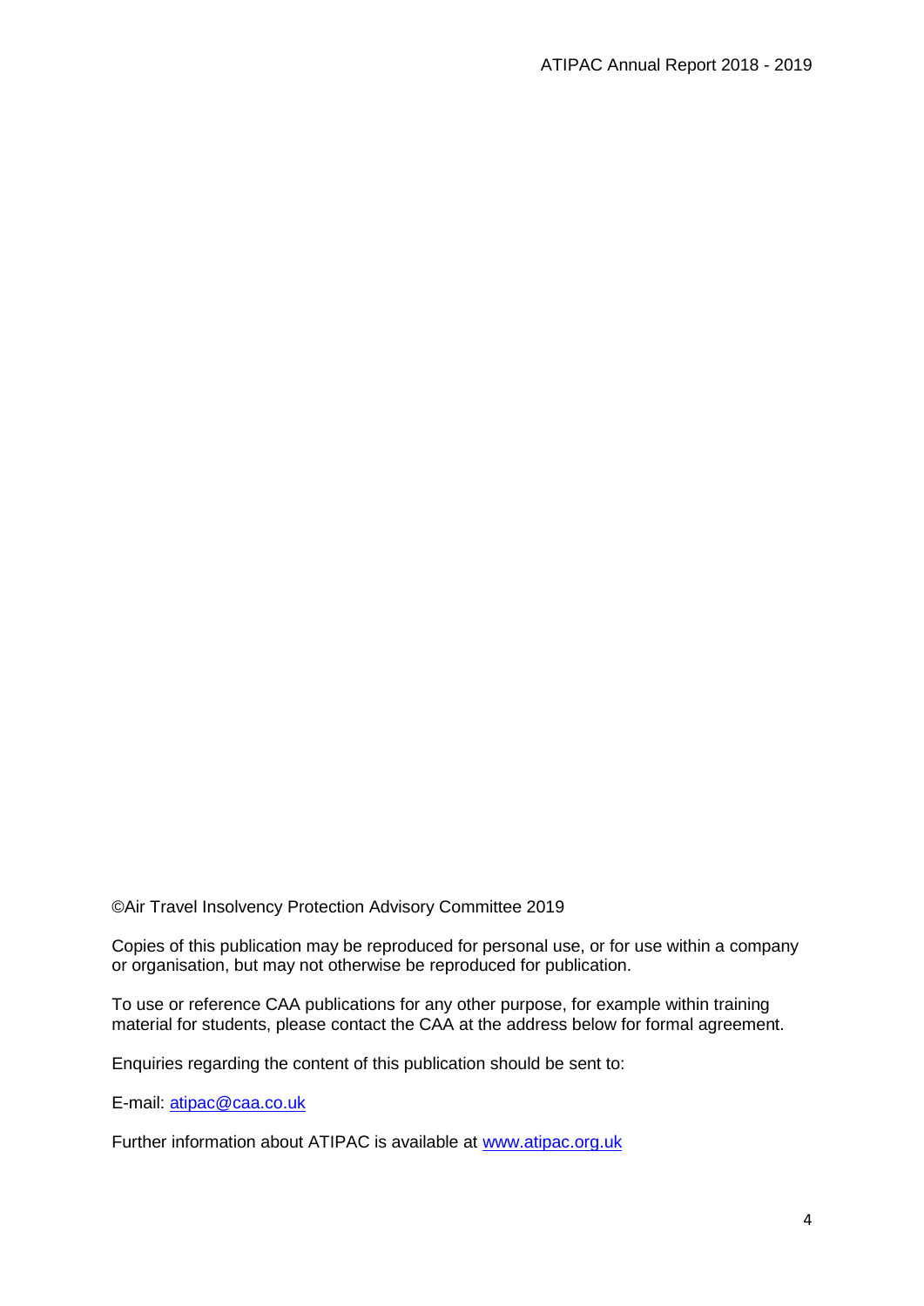©Air Travel Insolvency Protection Advisory Committee 2019

Copies of this publication may be reproduced for personal use, or for use within a company or organisation, but may not otherwise be reproduced for publication.

To use or reference CAA publications for any other purpose, for example within training material for students, please contact the CAA at the address below for formal agreement.

Enquiries regarding the content of this publication should be sent to:

E-mail: [atipac@caa.co.uk](mailto:atipac@caa.co.uk)

Further information about ATIPAC is available at [www.atipac.org.uk](http://www.atipac.org.uk)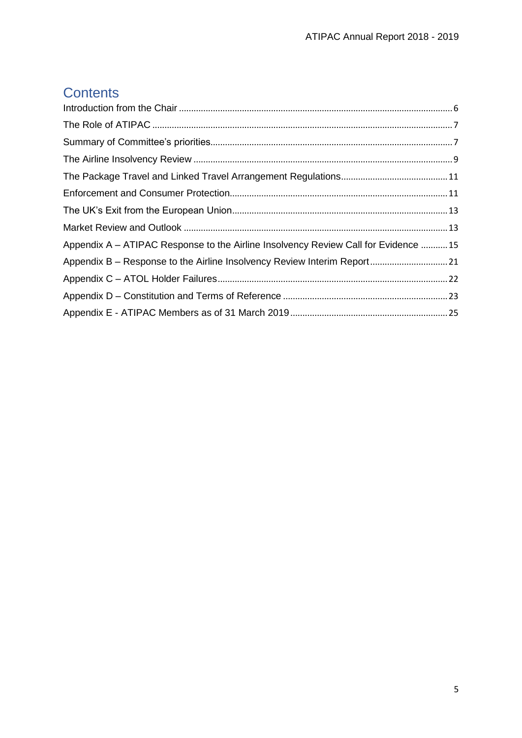# Contents

Introduction from the Chair .......... 6

The Role of ATIPAC .......... 7

Summary of Committee's priorities .......... 7

The Airline Insolvency Review .......... 9

The Package Travel and Linked Travel Arrangement Regulations .......... 11

Enforcement and Consumer Protection .......... 11

The UK's Exit from the European Union .......... 13

Market Review and Outlook .......... 13

Appendix A – ATIPAC Response to the Airline Insolvency Review Call for Evidence .......... 15

Appendix B – Response to the Airline Insolvency Review Interim Report .......... 21

Appendix C – ATOL Holder Failures .......... 22

Appendix D – Constitution and Terms of Reference .......... 23

Appendix E - ATIPAC Members as of 31 March 2019 .......... 25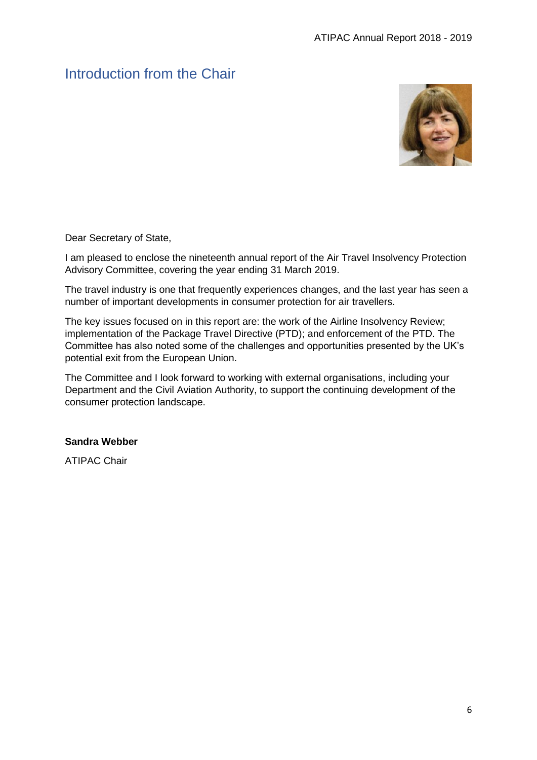# Introduction from the Chair

Dear Secretary of State,

I am pleased to enclose the nineteenth annual report of the Air Travel Insolvency Protection Advisory Committee, covering the year ending 31 March 2019.

The travel industry is one that frequently experiences changes, and the last year has seen a number of important developments in consumer protection for air travellers.

The key issues focused on in this report are: the work of the Airline Insolvency Review; implementation of the Package Travel Directive (PTD); and enforcement of the PTD. The Committee has also noted some of the challenges and opportunities presented by the UK's potential exit from the European Union.

The Committee and I look forward to working with external organisations, including your Department and the Civil Aviation Authority, to support the continuing development of the consumer protection landscape.

**Sandra Webber**

ATIPAC Chair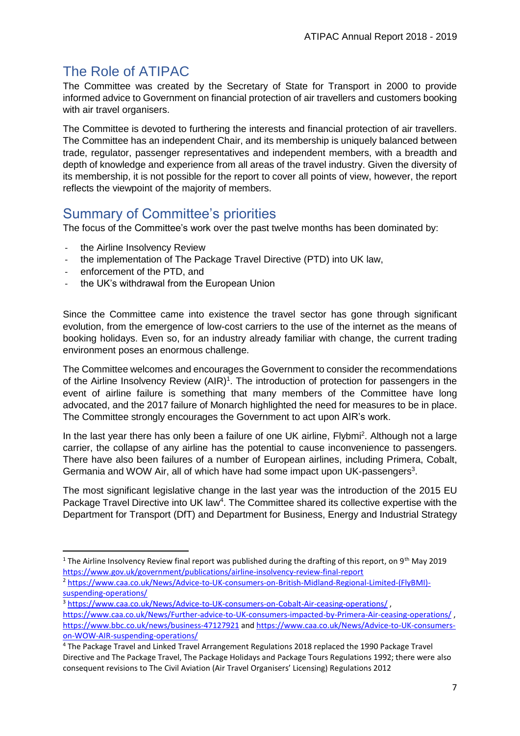## The Role of ATIPAC

The Committee was created by the Secretary of State for Transport in 2000 to provide informed advice to Government on financial protection of air travellers and customers booking with air travel organisers.

The Committee is devoted to furthering the interests and financial protection of air travellers. The Committee has an independent Chair, and its membership is uniquely balanced between trade, regulator, passenger representatives and independent members, with a breadth and depth of knowledge and experience from all areas of the travel industry. Given the diversity of its membership, it is not possible for the report to cover all points of view, however, the report reflects the viewpoint of the majority of members.

## Summary of Committee's priorities

The focus of the Committee's work over the past twelve months has been dominated by:

- the Airline Insolvency Review
- the implementation of The Package Travel Directive (PTD) into UK law,
- enforcement of the PTD, and
- the UK's withdrawal from the European Union

Since the Committee came into existence the travel sector has gone through significant evolution, from the emergence of low-cost carriers to the use of the internet as the means of booking holidays. Even so, for an industry already familiar with change, the current trading environment poses an enormous challenge.

The Committee welcomes and encourages the Government to consider the recommendations of the Airline Insolvency Review (AIR)[1]. The introduction of protection for passengers in the event of airline failure is something that many members of the Committee have long advocated, and the 2017 failure of Monarch highlighted the need for measures to be in place. The Committee strongly encourages the Government to act upon AIR's work.

In the last year there has only been a failure of one UK airline, Flybmi[2]. Although not a large carrier, the collapse of any airline has the potential to cause inconvenience to passengers. There have also been failures of a number of European airlines, including Primera, Cobalt, Germania and WOW Air, all of which have had some impact upon UK-passengers[3].

The most significant legislative change in the last year was the introduction of the 2015 EU Package Travel Directive into UK law[4]. The Committee shared its collective expertise with the Department for Transport (DfT) and Department for Business, Energy and Industrial Strategy

---

[1] The Airline Insolvency Review final report was published during the drafting of this report, on 9th May 2019 https://www.gov.uk/government/publications/airline-insolvency-review-final-report

[2] https://www.caa.co.uk/News/Advice-to-UK-consumers-on-British-Midland-Regional-Limited-(FlyBMI)-suspending-operations/

[3] https://www.caa.co.uk/News/Advice-to-UK-consumers-on-Cobalt-Air-ceasing-operations/ , https://www.caa.co.uk/News/Further-advice-to-UK-consumers-impacted-by-Primera-Air-ceasing-operations/ , https://www.bbc.co.uk/news/business-47127921 and https://www.caa.co.uk/News/Advice-to-UK-consumers-on-WOW-AIR-suspending-operations/

[4] The Package Travel and Linked Travel Arrangement Regulations 2018 replaced the 1990 Package Travel Directive and The Package Travel, The Package Holidays and Package Tours Regulations 1992; there were also consequent revisions to The Civil Aviation (Air Travel Organisers' Licensing) Regulations 2012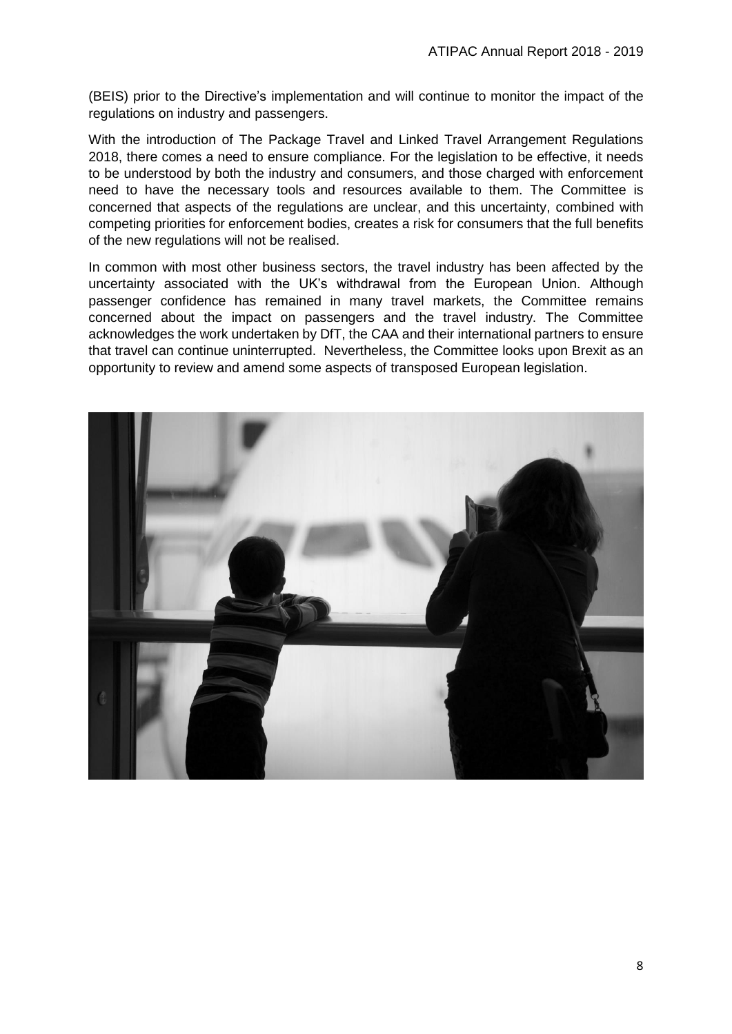(BEIS) prior to the Directive's implementation and will continue to monitor the impact of the regulations on industry and passengers.

With the introduction of The Package Travel and Linked Travel Arrangement Regulations 2018, there comes a need to ensure compliance. For the legislation to be effective, it needs to be understood by both the industry and consumers, and those charged with enforcement need to have the necessary tools and resources available to them. The Committee is concerned that aspects of the regulations are unclear, and this uncertainty, combined with competing priorities for enforcement bodies, creates a risk for consumers that the full benefits of the new regulations will not be realised.

In common with most other business sectors, the travel industry has been affected by the uncertainty associated with the UK's withdrawal from the European Union. Although passenger confidence has remained in many travel markets, the Committee remains concerned about the impact on passengers and the travel industry. The Committee acknowledges the work undertaken by DfT, the CAA and their international partners to ensure that travel can continue uninterrupted. Nevertheless, the Committee looks upon Brexit as an opportunity to review and amend some aspects of transposed European legislation.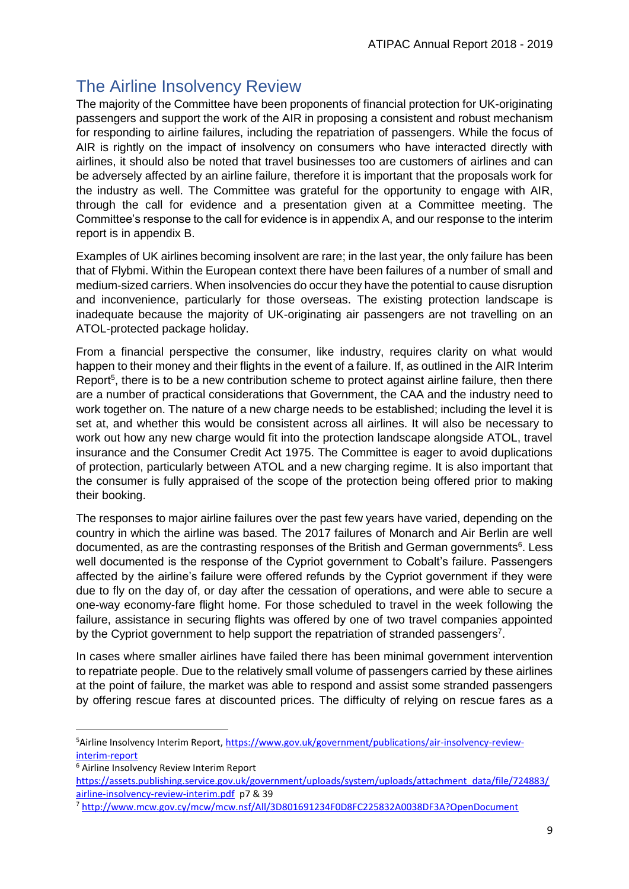## The Airline Insolvency Review

The majority of the Committee have been proponents of financial protection for UK-originating passengers and support the work of the AIR in proposing a consistent and robust mechanism for responding to airline failures, including the repatriation of passengers. While the focus of AIR is rightly on the impact of insolvency on consumers who have interacted directly with airlines, it should also be noted that travel businesses too are customers of airlines and can be adversely affected by an airline failure, therefore it is important that the proposals work for the industry as well. The Committee was grateful for the opportunity to engage with AIR, through the call for evidence and a presentation given at a Committee meeting. The Committee's response to the call for evidence is in appendix A, and our response to the interim report is in appendix B.

Examples of UK airlines becoming insolvent are rare; in the last year, the only failure has been that of Flybmi. Within the European context there have been failures of a number of small and medium-sized carriers. When insolvencies do occur they have the potential to cause disruption and inconvenience, particularly for those overseas. The existing protection landscape is inadequate because the majority of UK-originating air passengers are not travelling on an ATOL-protected package holiday.

From a financial perspective the consumer, like industry, requires clarity on what would happen to their money and their flights in the event of a failure. If, as outlined in the AIR Interim Report[5], there is to be a new contribution scheme to protect against airline failure, then there are a number of practical considerations that Government, the CAA and the industry need to work together on. The nature of a new charge needs to be established; including the level it is set at, and whether this would be consistent across all airlines. It will also be necessary to work out how any new charge would fit into the protection landscape alongside ATOL, travel insurance and the Consumer Credit Act 1975. The Committee is eager to avoid duplications of protection, particularly between ATOL and a new charging regime. It is also important that the consumer is fully appraised of the scope of the protection being offered prior to making their booking.

The responses to major airline failures over the past few years have varied, depending on the country in which the airline was based. The 2017 failures of Monarch and Air Berlin are well documented, as are the contrasting responses of the British and German governments[6]. Less well documented is the response of the Cypriot government to Cobalt's failure. Passengers affected by the airline's failure were offered refunds by the Cypriot government if they were due to fly on the day of, or day after the cessation of operations, and were able to secure a one-way economy-fare flight home. For those scheduled to travel in the week following the failure, assistance in securing flights was offered by one of two travel companies appointed by the Cypriot government to help support the repatriation of stranded passengers[7].

In cases where smaller airlines have failed there has been minimal government intervention to repatriate people. Due to the relatively small volume of passengers carried by these airlines at the point of failure, the market was able to respond and assist some stranded passengers by offering rescue fares at discounted prices. The difficulty of relying on rescue fares as a

---

[5] Airline Insolvency Interim Report, https://www.gov.uk/government/publications/air-insolvency-review-interim-report

[6] Airline Insolvency Review Interim Report https://assets.publishing.service.gov.uk/government/uploads/system/uploads/attachment_data/file/724883/airline-insolvency-review-interim.pdf p7 & 39

[7] http://www.mcw.gov.cy/mcw/mcw.nsf/All/3D801691234F0D8FC225832A0038DF3A?OpenDocument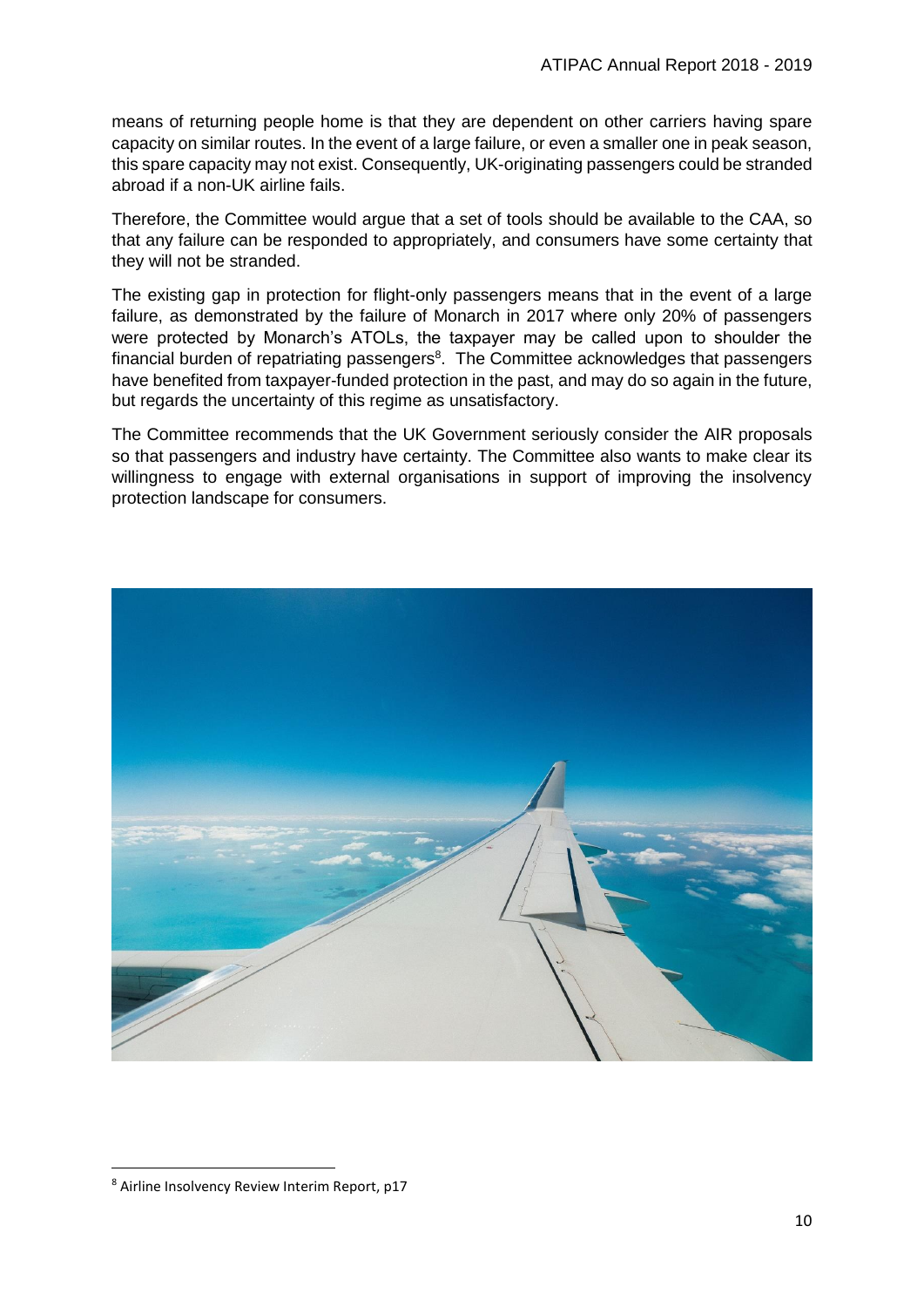means of returning people home is that they are dependent on other carriers having spare capacity on similar routes. In the event of a large failure, or even a smaller one in peak season, this spare capacity may not exist. Consequently, UK-originating passengers could be stranded abroad if a non-UK airline fails.

Therefore, the Committee would argue that a set of tools should be available to the CAA, so that any failure can be responded to appropriately, and consumers have some certainty that they will not be stranded.

The existing gap in protection for flight-only passengers means that in the event of a large failure, as demonstrated by the failure of Monarch in 2017 where only 20% of passengers were protected by Monarch's ATOLs, the taxpayer may be called upon to shoulder the financial burden of repatriating passengers[8]. The Committee acknowledges that passengers have benefited from taxpayer-funded protection in the past, and may do so again in the future, but regards the uncertainty of this regime as unsatisfactory.

The Committee recommends that the UK Government seriously consider the AIR proposals so that passengers and industry have certainty. The Committee also wants to make clear its willingness to engage with external organisations in support of improving the insolvency protection landscape for consumers.

[8] Airline Insolvency Review Interim Report, p17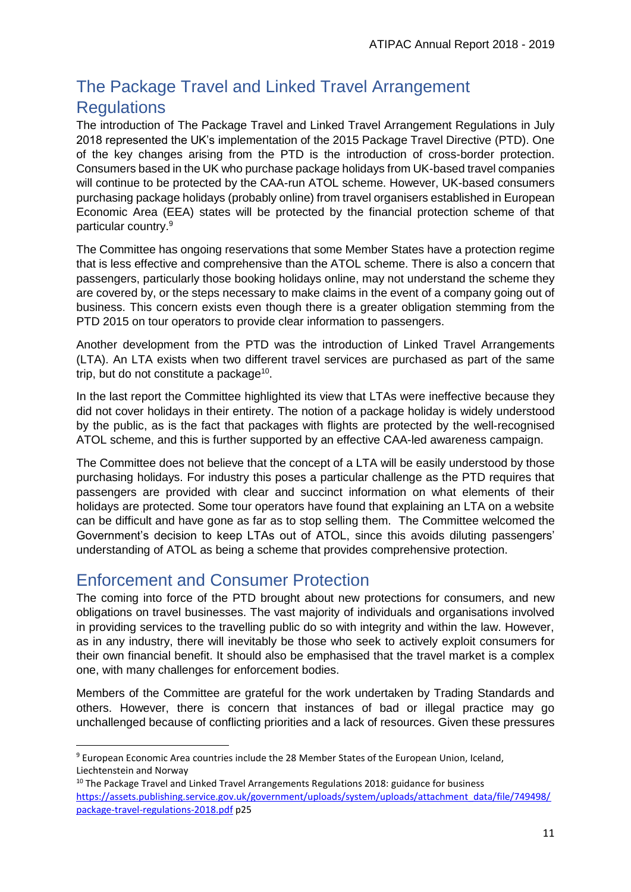## The Package Travel and Linked Travel Arrangement Regulations

The introduction of The Package Travel and Linked Travel Arrangement Regulations in July 2018 represented the UK's implementation of the 2015 Package Travel Directive (PTD). One of the key changes arising from the PTD is the introduction of cross-border protection. Consumers based in the UK who purchase package holidays from UK-based travel companies will continue to be protected by the CAA-run ATOL scheme. However, UK-based consumers purchasing package holidays (probably online) from travel organisers established in European Economic Area (EEA) states will be protected by the financial protection scheme of that particular country.[9]

The Committee has ongoing reservations that some Member States have a protection regime that is less effective and comprehensive than the ATOL scheme. There is also a concern that passengers, particularly those booking holidays online, may not understand the scheme they are covered by, or the steps necessary to make claims in the event of a company going out of business. This concern exists even though there is a greater obligation stemming from the PTD 2015 on tour operators to provide clear information to passengers.

Another development from the PTD was the introduction of Linked Travel Arrangements (LTA). An LTA exists when two different travel services are purchased as part of the same trip, but do not constitute a package[10].

In the last report the Committee highlighted its view that LTAs were ineffective because they did not cover holidays in their entirety. The notion of a package holiday is widely understood by the public, as is the fact that packages with flights are protected by the well-recognised ATOL scheme, and this is further supported by an effective CAA-led awareness campaign.

The Committee does not believe that the concept of a LTA will be easily understood by those purchasing holidays. For industry this poses a particular challenge as the PTD requires that passengers are provided with clear and succinct information on what elements of their holidays are protected. Some tour operators have found that explaining an LTA on a website can be difficult and have gone as far as to stop selling them. The Committee welcomed the Government's decision to keep LTAs out of ATOL, since this avoids diluting passengers' understanding of ATOL as being a scheme that provides comprehensive protection.

## Enforcement and Consumer Protection

The coming into force of the PTD brought about new protections for consumers, and new obligations on travel businesses. The vast majority of individuals and organisations involved in providing services to the travelling public do so with integrity and within the law. However, as in any industry, there will inevitably be those who seek to actively exploit consumers for their own financial benefit. It should also be emphasised that the travel market is a complex one, with many challenges for enforcement bodies.

Members of the Committee are grateful for the work undertaken by Trading Standards and others. However, there is concern that instances of bad or illegal practice may go unchallenged because of conflicting priorities and a lack of resources. Given these pressures

---

[9] European Economic Area countries include the 28 Member States of the European Union, Iceland, Liechtenstein and Norway

[10] The Package Travel and Linked Travel Arrangements Regulations 2018: guidance for business https://assets.publishing.service.gov.uk/government/uploads/system/uploads/attachment_data/file/749498/package-travel-regulations-2018.pdf p25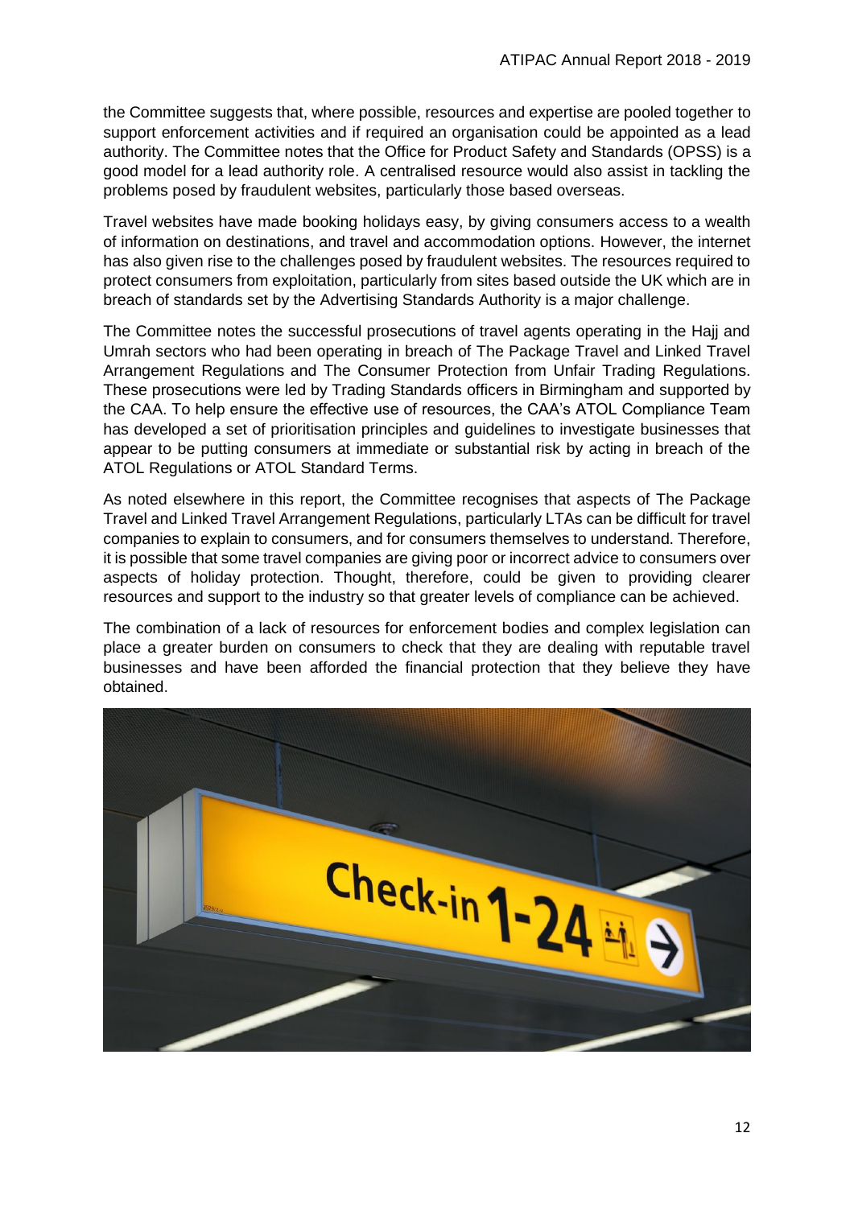the Committee suggests that, where possible, resources and expertise are pooled together to support enforcement activities and if required an organisation could be appointed as a lead authority. The Committee notes that the Office for Product Safety and Standards (OPSS) is a good model for a lead authority role. A centralised resource would also assist in tackling the problems posed by fraudulent websites, particularly those based overseas.

Travel websites have made booking holidays easy, by giving consumers access to a wealth of information on destinations, and travel and accommodation options. However, the internet has also given rise to the challenges posed by fraudulent websites. The resources required to protect consumers from exploitation, particularly from sites based outside the UK which are in breach of standards set by the Advertising Standards Authority is a major challenge.

The Committee notes the successful prosecutions of travel agents operating in the Hajj and Umrah sectors who had been operating in breach of The Package Travel and Linked Travel Arrangement Regulations and The Consumer Protection from Unfair Trading Regulations. These prosecutions were led by Trading Standards officers in Birmingham and supported by the CAA. To help ensure the effective use of resources, the CAA's ATOL Compliance Team has developed a set of prioritisation principles and guidelines to investigate businesses that appear to be putting consumers at immediate or substantial risk by acting in breach of the ATOL Regulations or ATOL Standard Terms.

As noted elsewhere in this report, the Committee recognises that aspects of The Package Travel and Linked Travel Arrangement Regulations, particularly LTAs can be difficult for travel companies to explain to consumers, and for consumers themselves to understand. Therefore, it is possible that some travel companies are giving poor or incorrect advice to consumers over aspects of holiday protection. Thought, therefore, could be given to providing clearer resources and support to the industry so that greater levels of compliance can be achieved.

The combination of a lack of resources for enforcement bodies and complex legislation can place a greater burden on consumers to check that they are dealing with reputable travel businesses and have been afforded the financial protection that they believe they have obtained.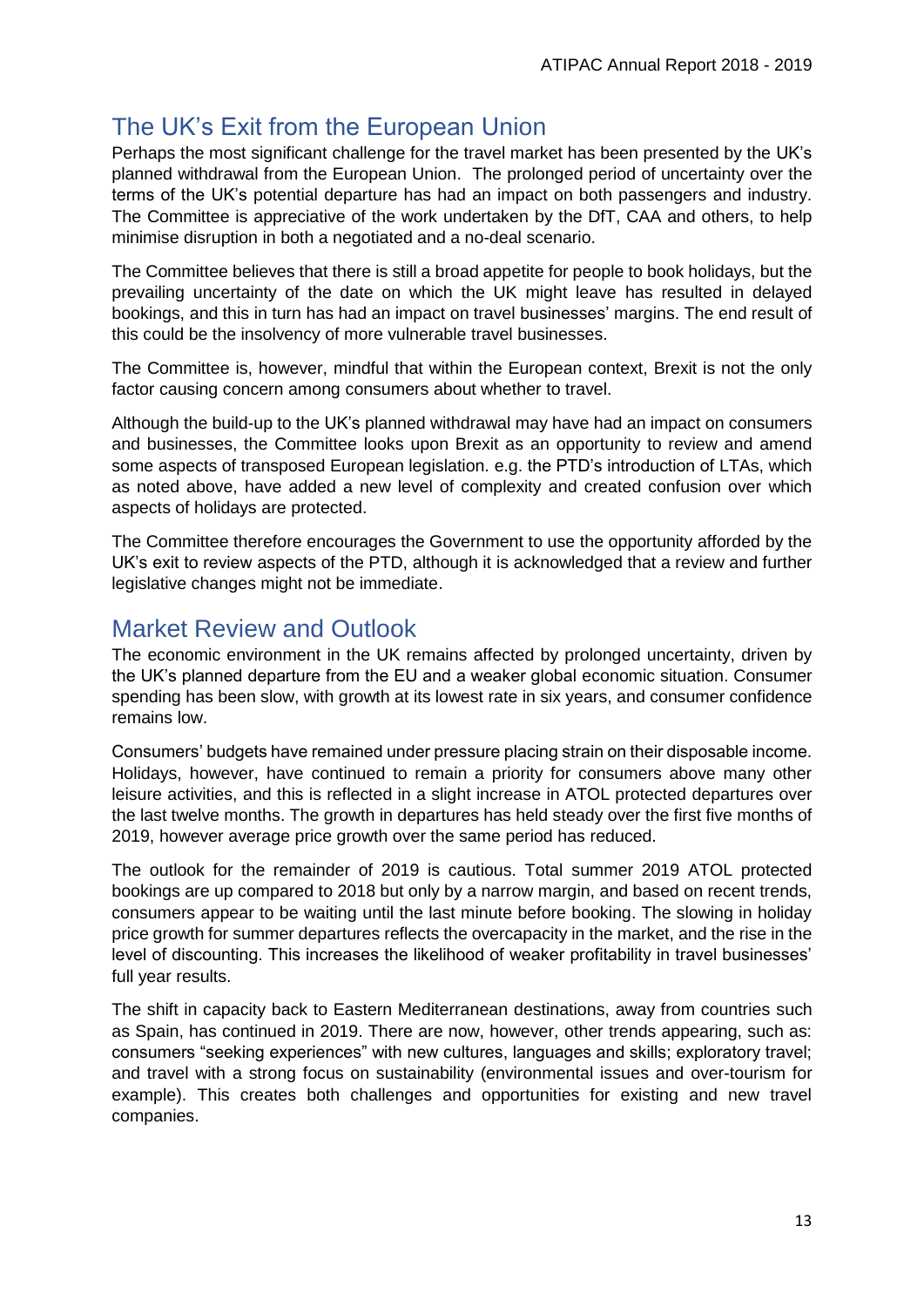## The UK's Exit from the European Union

Perhaps the most significant challenge for the travel market has been presented by the UK's planned withdrawal from the European Union. The prolonged period of uncertainty over the terms of the UK's potential departure has had an impact on both passengers and industry. The Committee is appreciative of the work undertaken by the DfT, CAA and others, to help minimise disruption in both a negotiated and a no-deal scenario.

The Committee believes that there is still a broad appetite for people to book holidays, but the prevailing uncertainty of the date on which the UK might leave has resulted in delayed bookings, and this in turn has had an impact on travel businesses' margins. The end result of this could be the insolvency of more vulnerable travel businesses.

The Committee is, however, mindful that within the European context, Brexit is not the only factor causing concern among consumers about whether to travel.

Although the build-up to the UK's planned withdrawal may have had an impact on consumers and businesses, the Committee looks upon Brexit as an opportunity to review and amend some aspects of transposed European legislation. e.g. the PTD's introduction of LTAs, which as noted above, have added a new level of complexity and created confusion over which aspects of holidays are protected.

The Committee therefore encourages the Government to use the opportunity afforded by the UK's exit to review aspects of the PTD, although it is acknowledged that a review and further legislative changes might not be immediate.

## Market Review and Outlook

The economic environment in the UK remains affected by prolonged uncertainty, driven by the UK's planned departure from the EU and a weaker global economic situation. Consumer spending has been slow, with growth at its lowest rate in six years, and consumer confidence remains low.

Consumers' budgets have remained under pressure placing strain on their disposable income. Holidays, however, have continued to remain a priority for consumers above many other leisure activities, and this is reflected in a slight increase in ATOL protected departures over the last twelve months. The growth in departures has held steady over the first five months of 2019, however average price growth over the same period has reduced.

The outlook for the remainder of 2019 is cautious. Total summer 2019 ATOL protected bookings are up compared to 2018 but only by a narrow margin, and based on recent trends, consumers appear to be waiting until the last minute before booking. The slowing in holiday price growth for summer departures reflects the overcapacity in the market, and the rise in the level of discounting. This increases the likelihood of weaker profitability in travel businesses' full year results.

The shift in capacity back to Eastern Mediterranean destinations, away from countries such as Spain, has continued in 2019. There are now, however, other trends appearing, such as: consumers "seeking experiences" with new cultures, languages and skills; exploratory travel; and travel with a strong focus on sustainability (environmental issues and over-tourism for example). This creates both challenges and opportunities for existing and new travel companies.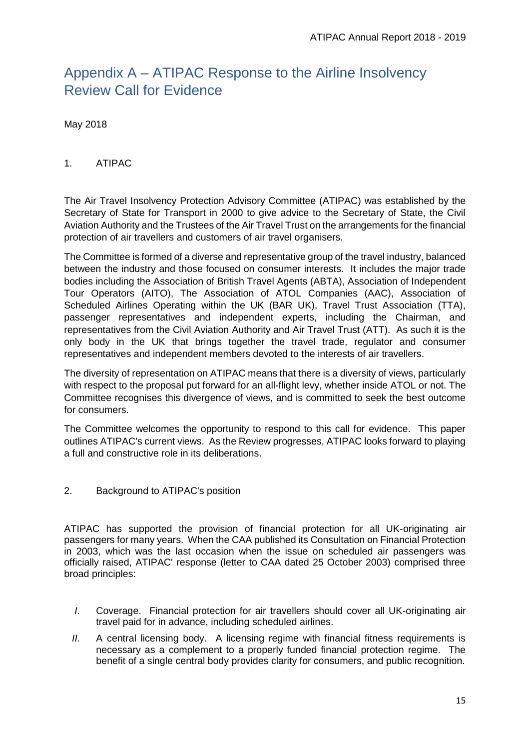# Appendix A – ATIPAC Response to the Airline Insolvency Review Call for Evidence

May 2018

## 1. ATIPAC

The Air Travel Insolvency Protection Advisory Committee (ATIPAC) was established by the Secretary of State for Transport in 2000 to give advice to the Secretary of State, the Civil Aviation Authority and the Trustees of the Air Travel Trust on the arrangements for the financial protection of air travellers and customers of air travel organisers.

The Committee is formed of a diverse and representative group of the travel industry, balanced between the industry and those focused on consumer interests. It includes the major trade bodies including the Association of British Travel Agents (ABTA), Association of Independent Tour Operators (AITO), The Association of ATOL Companies (AAC), Association of Scheduled Airlines Operating within the UK (BAR UK), Travel Trust Association (TTA), passenger representatives and independent experts, including the Chairman, and representatives from the Civil Aviation Authority and Air Travel Trust (ATT). As such it is the only body in the UK that brings together the travel trade, regulator and consumer representatives and independent members devoted to the interests of air travellers.

The diversity of representation on ATIPAC means that there is a diversity of views, particularly with respect to the proposal put forward for an all-flight levy, whether inside ATOL or not. The Committee recognises this divergence of views, and is committed to seek the best outcome for consumers.

The Committee welcomes the opportunity to respond to this call for evidence. This paper outlines ATIPAC's current views. As the Review progresses, ATIPAC looks forward to playing a full and constructive role in its deliberations.

## 2. Background to ATIPAC's position

ATIPAC has supported the provision of financial protection for all UK-originating air passengers for many years. When the CAA published its Consultation on Financial Protection in 2003, which was the last occasion when the issue on scheduled air passengers was officially raised, ATIPAC' response (letter to CAA dated 25 October 2003) comprised three broad principles:

*I.* Coverage. Financial protection for air travellers should cover all UK-originating air travel paid for in advance, including scheduled airlines.

*II.* A central licensing body. A licensing regime with financial fitness requirements is necessary as a complement to a properly funded financial protection regime. The benefit of a single central body provides clarity for consumers, and public recognition.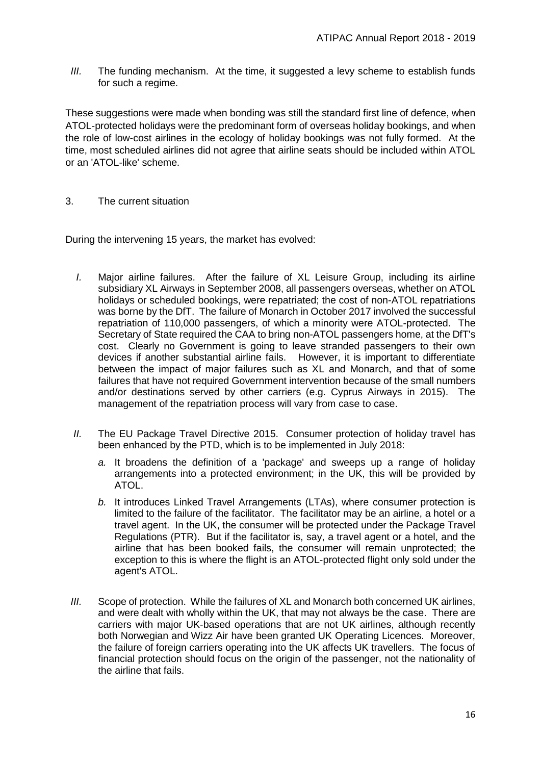*III.* The funding mechanism. At the time, it suggested a levy scheme to establish funds for such a regime.

These suggestions were made when bonding was still the standard first line of defence, when ATOL-protected holidays were the predominant form of overseas holiday bookings, and when the role of low-cost airlines in the ecology of holiday bookings was not fully formed. At the time, most scheduled airlines did not agree that airline seats should be included within ATOL or an 'ATOL-like' scheme.

3. The current situation

During the intervening 15 years, the market has evolved:

*I.* Major airline failures. After the failure of XL Leisure Group, including its airline subsidiary XL Airways in September 2008, all passengers overseas, whether on ATOL holidays or scheduled bookings, were repatriated; the cost of non-ATOL repatriations was borne by the DfT. The failure of Monarch in October 2017 involved the successful repatriation of 110,000 passengers, of which a minority were ATOL-protected. The Secretary of State required the CAA to bring non-ATOL passengers home, at the DfT's cost. Clearly no Government is going to leave stranded passengers to their own devices if another substantial airline fails. However, it is important to differentiate between the impact of major failures such as XL and Monarch, and that of some failures that have not required Government intervention because of the small numbers and/or destinations served by other carriers (e.g. Cyprus Airways in 2015). The management of the repatriation process will vary from case to case.

*II.* The EU Package Travel Directive 2015. Consumer protection of holiday travel has been enhanced by the PTD, which is to be implemented in July 2018:

- *a.* It broadens the definition of a 'package' and sweeps up a range of holiday arrangements into a protected environment; in the UK, this will be provided by ATOL.
- *b.* It introduces Linked Travel Arrangements (LTAs), where consumer protection is limited to the failure of the facilitator. The facilitator may be an airline, a hotel or a travel agent. In the UK, the consumer will be protected under the Package Travel Regulations (PTR). But if the facilitator is, say, a travel agent or a hotel, and the airline that has been booked fails, the consumer will remain unprotected; the exception to this is where the flight is an ATOL-protected flight only sold under the agent's ATOL.

*III.* Scope of protection. While the failures of XL and Monarch both concerned UK airlines, and were dealt with wholly within the UK, that may not always be the case. There are carriers with major UK-based operations that are not UK airlines, although recently both Norwegian and Wizz Air have been granted UK Operating Licences. Moreover, the failure of foreign carriers operating into the UK affects UK travellers. The focus of financial protection should focus on the origin of the passenger, not the nationality of the airline that fails.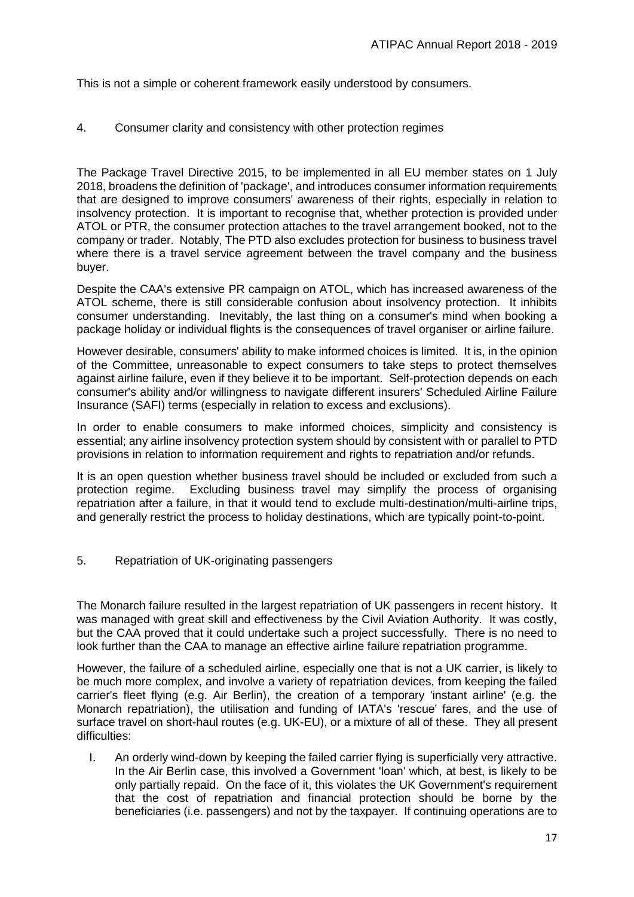This is not a simple or coherent framework easily understood by consumers.

## 4. Consumer clarity and consistency with other protection regimes

The Package Travel Directive 2015, to be implemented in all EU member states on 1 July 2018, broadens the definition of 'package', and introduces consumer information requirements that are designed to improve consumers' awareness of their rights, especially in relation to insolvency protection. It is important to recognise that, whether protection is provided under ATOL or PTR, the consumer protection attaches to the travel arrangement booked, not to the company or trader. Notably, The PTD also excludes protection for business to business travel where there is a travel service agreement between the travel company and the business buyer.

Despite the CAA's extensive PR campaign on ATOL, which has increased awareness of the ATOL scheme, there is still considerable confusion about insolvency protection. It inhibits consumer understanding. Inevitably, the last thing on a consumer's mind when booking a package holiday or individual flights is the consequences of travel organiser or airline failure.

However desirable, consumers' ability to make informed choices is limited. It is, in the opinion of the Committee, unreasonable to expect consumers to take steps to protect themselves against airline failure, even if they believe it to be important. Self-protection depends on each consumer's ability and/or willingness to navigate different insurers' Scheduled Airline Failure Insurance (SAFI) terms (especially in relation to excess and exclusions).

In order to enable consumers to make informed choices, simplicity and consistency is essential; any airline insolvency protection system should by consistent with or parallel to PTD provisions in relation to information requirement and rights to repatriation and/or refunds.

It is an open question whether business travel should be included or excluded from such a protection regime. Excluding business travel may simplify the process of organising repatriation after a failure, in that it would tend to exclude multi-destination/multi-airline trips, and generally restrict the process to holiday destinations, which are typically point-to-point.

## 5. Repatriation of UK-originating passengers

The Monarch failure resulted in the largest repatriation of UK passengers in recent history. It was managed with great skill and effectiveness by the Civil Aviation Authority. It was costly, but the CAA proved that it could undertake such a project successfully. There is no need to look further than the CAA to manage an effective airline failure repatriation programme.

However, the failure of a scheduled airline, especially one that is not a UK carrier, is likely to be much more complex, and involve a variety of repatriation devices, from keeping the failed carrier's fleet flying (e.g. Air Berlin), the creation of a temporary 'instant airline' (e.g. the Monarch repatriation), the utilisation and funding of IATA's 'rescue' fares, and the use of surface travel on short-haul routes (e.g. UK-EU), or a mixture of all of these. They all present difficulties:

I. An orderly wind-down by keeping the failed carrier flying is superficially very attractive. In the Air Berlin case, this involved a Government 'loan' which, at best, is likely to be only partially repaid. On the face of it, this violates the UK Government's requirement that the cost of repatriation and financial protection should be borne by the beneficiaries (i.e. passengers) and not by the taxpayer. If continuing operations are to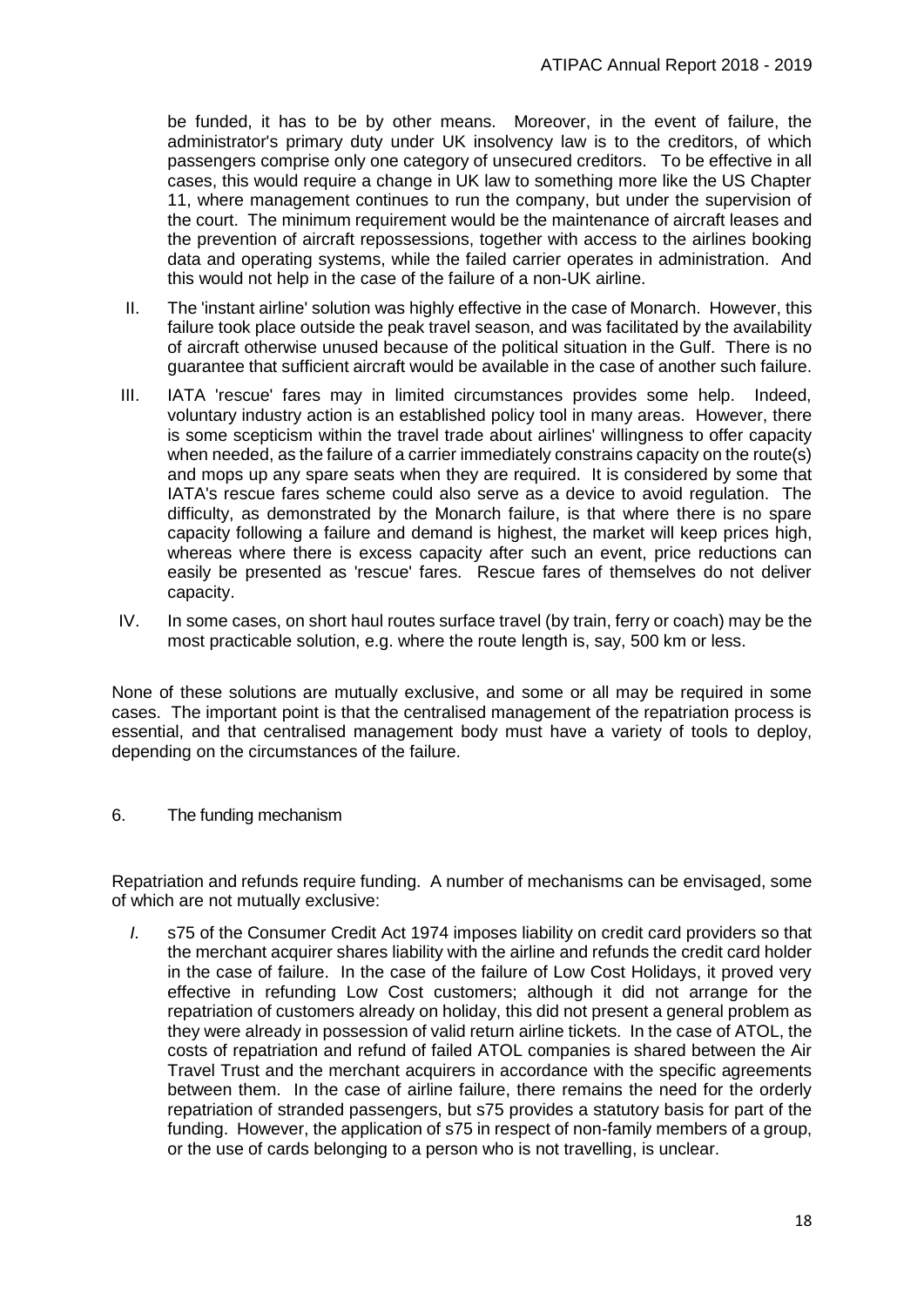be funded, it has to be by other means. Moreover, in the event of failure, the administrator's primary duty under UK insolvency law is to the creditors, of which passengers comprise only one category of unsecured creditors. To be effective in all cases, this would require a change in UK law to something more like the US Chapter 11, where management continues to run the company, but under the supervision of the court. The minimum requirement would be the maintenance of aircraft leases and the prevention of aircraft repossessions, together with access to the airlines booking data and operating systems, while the failed carrier operates in administration. And this would not help in the case of the failure of a non-UK airline.

II. The 'instant airline' solution was highly effective in the case of Monarch. However, this failure took place outside the peak travel season, and was facilitated by the availability of aircraft otherwise unused because of the political situation in the Gulf. There is no guarantee that sufficient aircraft would be available in the case of another such failure.

III. IATA 'rescue' fares may in limited circumstances provides some help. Indeed, voluntary industry action is an established policy tool in many areas. However, there is some scepticism within the travel trade about airlines' willingness to offer capacity when needed, as the failure of a carrier immediately constrains capacity on the route(s) and mops up any spare seats when they are required. It is considered by some that IATA's rescue fares scheme could also serve as a device to avoid regulation. The difficulty, as demonstrated by the Monarch failure, is that where there is no spare capacity following a failure and demand is highest, the market will keep prices high, whereas where there is excess capacity after such an event, price reductions can easily be presented as 'rescue' fares. Rescue fares of themselves do not deliver capacity.

IV. In some cases, on short haul routes surface travel (by train, ferry or coach) may be the most practicable solution, e.g. where the route length is, say, 500 km or less.

None of these solutions are mutually exclusive, and some or all may be required in some cases. The important point is that the centralised management of the repatriation process is essential, and that centralised management body must have a variety of tools to deploy, depending on the circumstances of the failure.

## 6. The funding mechanism

Repatriation and refunds require funding. A number of mechanisms can be envisaged, some of which are not mutually exclusive:

*I.* s75 of the Consumer Credit Act 1974 imposes liability on credit card providers so that the merchant acquirer shares liability with the airline and refunds the credit card holder in the case of failure. In the case of the failure of Low Cost Holidays, it proved very effective in refunding Low Cost customers; although it did not arrange for the repatriation of customers already on holiday, this did not present a general problem as they were already in possession of valid return airline tickets. In the case of ATOL, the costs of repatriation and refund of failed ATOL companies is shared between the Air Travel Trust and the merchant acquirers in accordance with the specific agreements between them. In the case of airline failure, there remains the need for the orderly repatriation of stranded passengers, but s75 provides a statutory basis for part of the funding. However, the application of s75 in respect of non-family members of a group, or the use of cards belonging to a person who is not travelling, is unclear.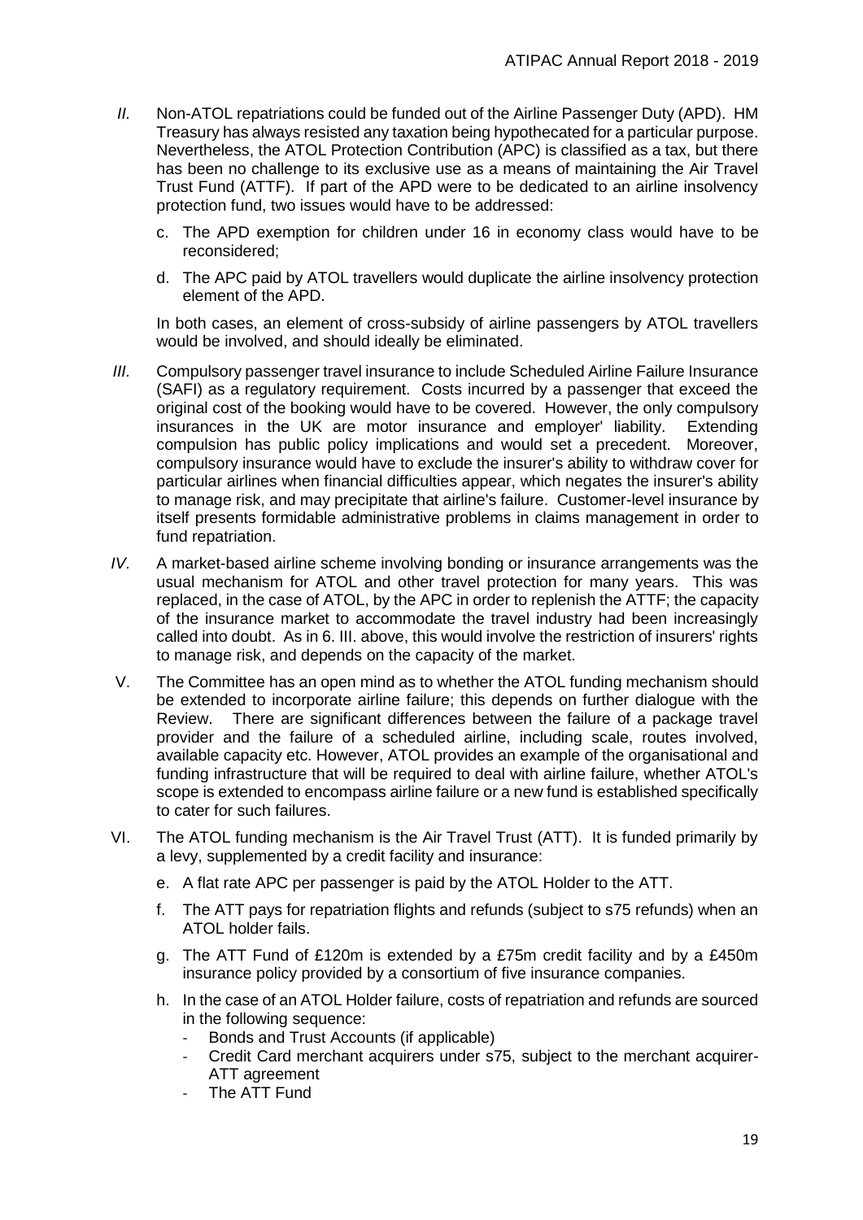*II.* Non-ATOL repatriations could be funded out of the Airline Passenger Duty (APD). HM Treasury has always resisted any taxation being hypothecated for a particular purpose. Nevertheless, the ATOL Protection Contribution (APC) is classified as a tax, but there has been no challenge to its exclusive use as a means of maintaining the Air Travel Trust Fund (ATTF). If part of the APD were to be dedicated to an airline insolvency protection fund, two issues would have to be addressed:

c. The APD exemption for children under 16 in economy class would have to be reconsidered;

d. The APC paid by ATOL travellers would duplicate the airline insolvency protection element of the APD.

In both cases, an element of cross-subsidy of airline passengers by ATOL travellers would be involved, and should ideally be eliminated.

*III.* Compulsory passenger travel insurance to include Scheduled Airline Failure Insurance (SAFI) as a regulatory requirement. Costs incurred by a passenger that exceed the original cost of the booking would have to be covered. However, the only compulsory insurances in the UK are motor insurance and employer' liability. Extending compulsion has public policy implications and would set a precedent. Moreover, compulsory insurance would have to exclude the insurer's ability to withdraw cover for particular airlines when financial difficulties appear, which negates the insurer's ability to manage risk, and may precipitate that airline's failure. Customer-level insurance by itself presents formidable administrative problems in claims management in order to fund repatriation.

*IV.* A market-based airline scheme involving bonding or insurance arrangements was the usual mechanism for ATOL and other travel protection for many years. This was replaced, in the case of ATOL, by the APC in order to replenish the ATTF; the capacity of the insurance market to accommodate the travel industry had been increasingly called into doubt. As in 6. III. above, this would involve the restriction of insurers' rights to manage risk, and depends on the capacity of the market.

V. The Committee has an open mind as to whether the ATOL funding mechanism should be extended to incorporate airline failure; this depends on further dialogue with the Review. There are significant differences between the failure of a package travel provider and the failure of a scheduled airline, including scale, routes involved, available capacity etc. However, ATOL provides an example of the organisational and funding infrastructure that will be required to deal with airline failure, whether ATOL's scope is extended to encompass airline failure or a new fund is established specifically to cater for such failures.

VI. The ATOL funding mechanism is the Air Travel Trust (ATT). It is funded primarily by a levy, supplemented by a credit facility and insurance:

e. A flat rate APC per passenger is paid by the ATOL Holder to the ATT.

f. The ATT pays for repatriation flights and refunds (subject to s75 refunds) when an ATOL holder fails.

g. The ATT Fund of £120m is extended by a £75m credit facility and by a £450m insurance policy provided by a consortium of five insurance companies.

h. In the case of an ATOL Holder failure, costs of repatriation and refunds are sourced in the following sequence:
   - Bonds and Trust Accounts (if applicable)
   - Credit Card merchant acquirers under s75, subject to the merchant acquirer-ATT agreement
   - The ATT Fund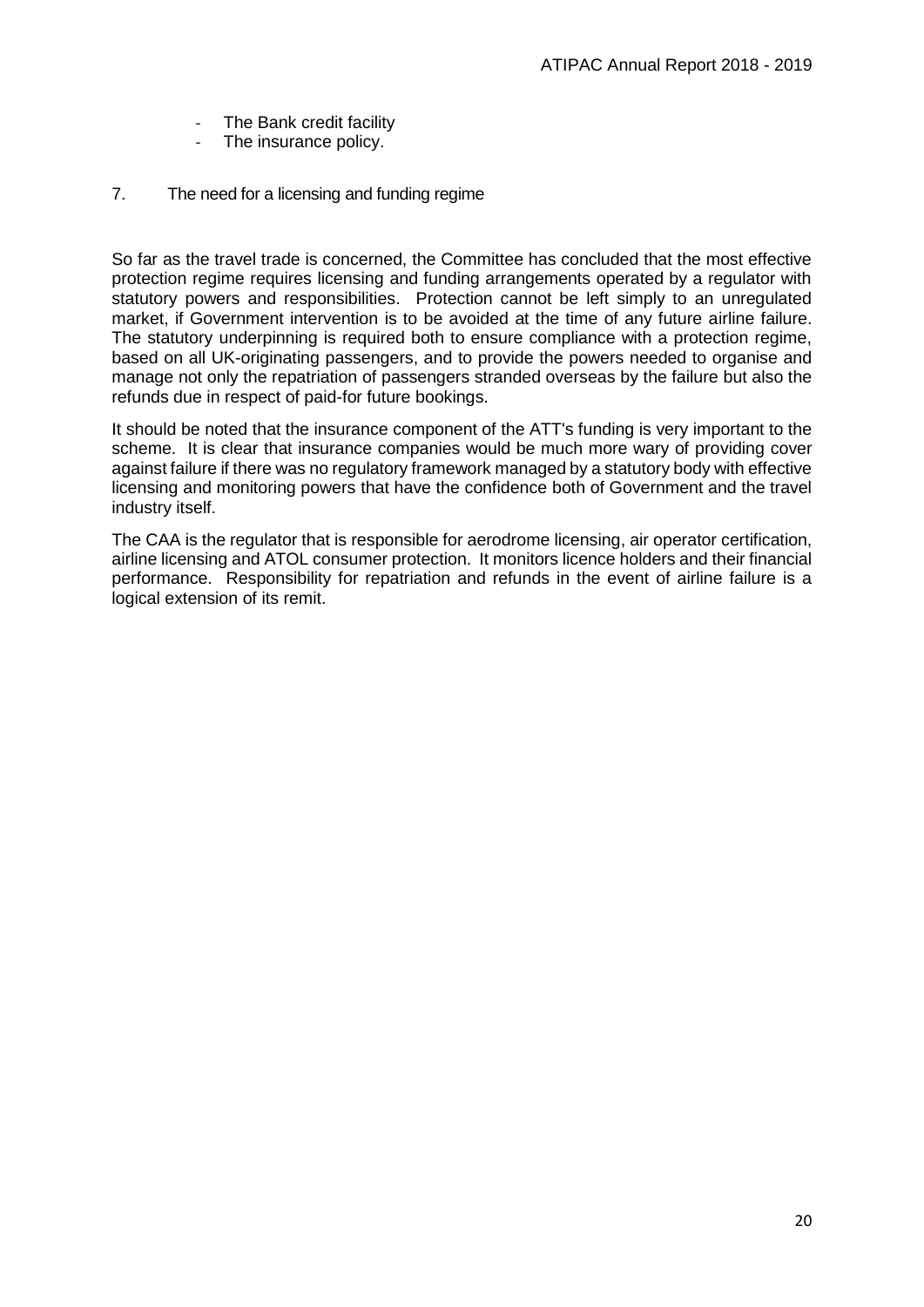- The Bank credit facility
- The insurance policy.

## 7. The need for a licensing and funding regime

So far as the travel trade is concerned, the Committee has concluded that the most effective protection regime requires licensing and funding arrangements operated by a regulator with statutory powers and responsibilities. Protection cannot be left simply to an unregulated market, if Government intervention is to be avoided at the time of any future airline failure. The statutory underpinning is required both to ensure compliance with a protection regime, based on all UK-originating passengers, and to provide the powers needed to organise and manage not only the repatriation of passengers stranded overseas by the failure but also the refunds due in respect of paid-for future bookings.

It should be noted that the insurance component of the ATT's funding is very important to the scheme. It is clear that insurance companies would be much more wary of providing cover against failure if there was no regulatory framework managed by a statutory body with effective licensing and monitoring powers that have the confidence both of Government and the travel industry itself.

The CAA is the regulator that is responsible for aerodrome licensing, air operator certification, airline licensing and ATOL consumer protection. It monitors licence holders and their financial performance. Responsibility for repatriation and refunds in the event of airline failure is a logical extension of its remit.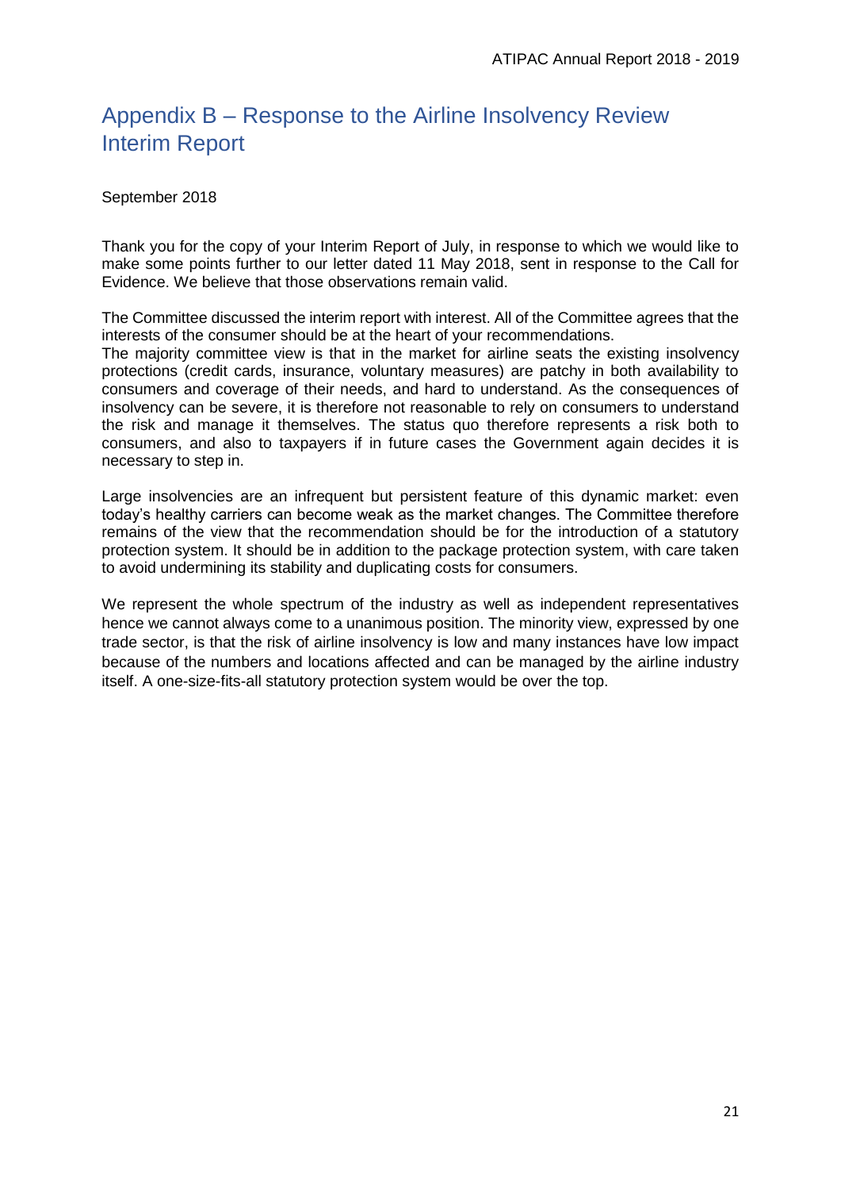# Appendix B – Response to the Airline Insolvency Review Interim Report

September 2018

Thank you for the copy of your Interim Report of July, in response to which we would like to make some points further to our letter dated 11 May 2018, sent in response to the Call for Evidence. We believe that those observations remain valid.

The Committee discussed the interim report with interest. All of the Committee agrees that the interests of the consumer should be at the heart of your recommendations.
The majority committee view is that in the market for airline seats the existing insolvency protections (credit cards, insurance, voluntary measures) are patchy in both availability to consumers and coverage of their needs, and hard to understand. As the consequences of insolvency can be severe, it is therefore not reasonable to rely on consumers to understand the risk and manage it themselves. The status quo therefore represents a risk both to consumers, and also to taxpayers if in future cases the Government again decides it is necessary to step in.

Large insolvencies are an infrequent but persistent feature of this dynamic market: even today's healthy carriers can become weak as the market changes. The Committee therefore remains of the view that the recommendation should be for the introduction of a statutory protection system. It should be in addition to the package protection system, with care taken to avoid undermining its stability and duplicating costs for consumers.

We represent the whole spectrum of the industry as well as independent representatives hence we cannot always come to a unanimous position. The minority view, expressed by one trade sector, is that the risk of airline insolvency is low and many instances have low impact because of the numbers and locations affected and can be managed by the airline industry itself. A one-size-fits-all statutory protection system would be over the top.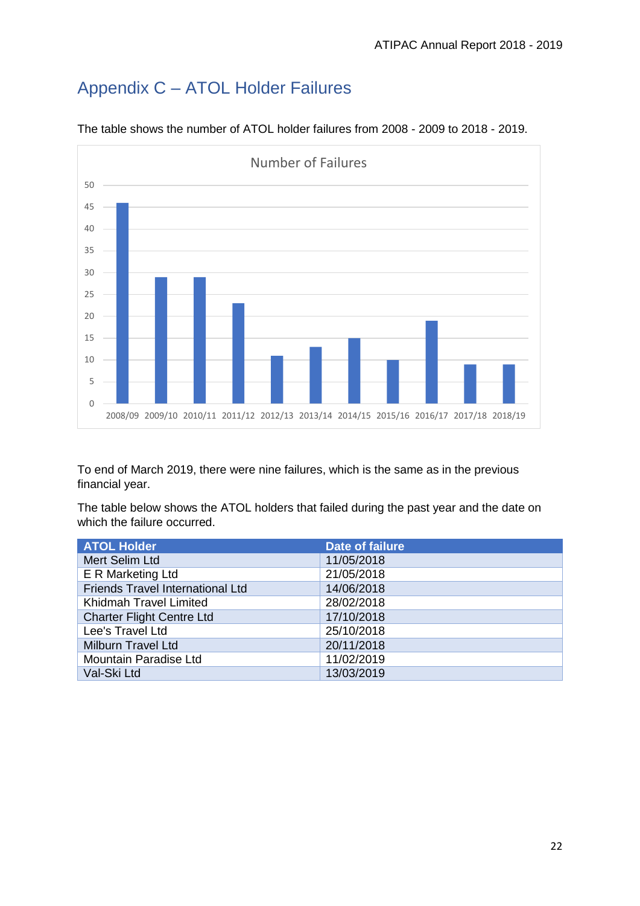# Appendix C – ATOL Holder Failures

The table shows the number of ATOL holder failures from 2008 - 2009 to 2018 - 2019.

Number of Failures

| Year | Number of Failures |
|---|---|
| 2008/09 | 46 |
| 2009/10 | 29 |
| 2010/11 | 29 |
| 2011/12 | 23 |
| 2012/13 | 11 |
| 2013/14 | 13 |
| 2014/15 | 15 |
| 2015/16 | 10 |
| 2016/17 | 19 |
| 2017/18 | 9 |
| 2018/19 | 9 |

To end of March 2019, there were nine failures, which is the same as in the previous financial year.

The table below shows the ATOL holders that failed during the past year and the date on which the failure occurred.

| ATOL Holder | Date of failure |
|---|---|
| Mert Selim Ltd | 11/05/2018 |
| E R Marketing Ltd | 21/05/2018 |
| Friends Travel International Ltd | 14/06/2018 |
| Khidmah Travel Limited | 28/02/2018 |
| Charter Flight Centre Ltd | 17/10/2018 |
| Lee's Travel Ltd | 25/10/2018 |
| Milburn Travel Ltd | 20/11/2018 |
| Mountain Paradise Ltd | 11/02/2019 |
| Val-Ski Ltd | 13/03/2019 |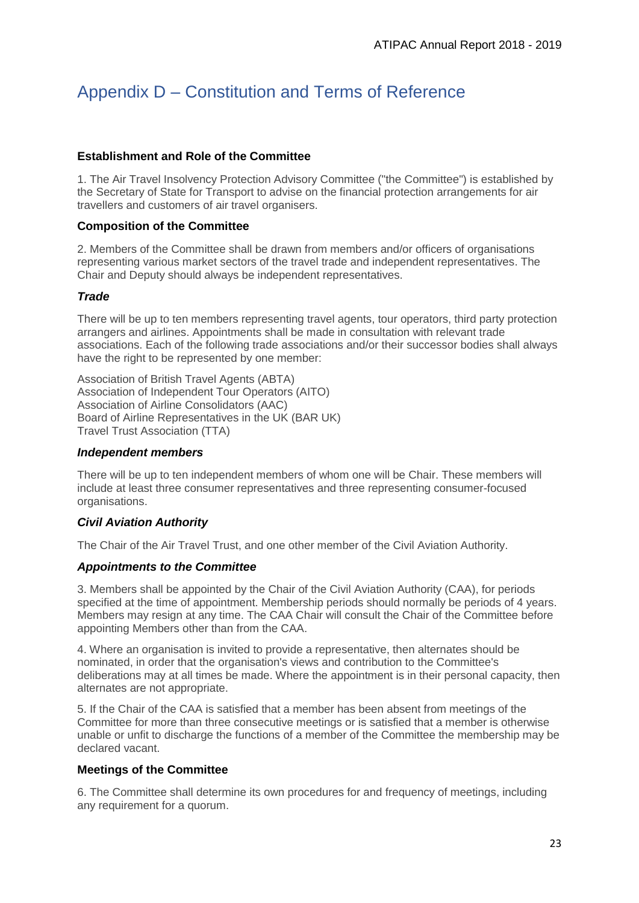# Appendix D – Constitution and Terms of Reference

**Establishment and Role of the Committee**

1. The Air Travel Insolvency Protection Advisory Committee ("the Committee") is established by the Secretary of State for Transport to advise on the financial protection arrangements for air travellers and customers of air travel organisers.

**Composition of the Committee**

2. Members of the Committee shall be drawn from members and/or officers of organisations representing various market sectors of the travel trade and independent representatives. The Chair and Deputy should always be independent representatives.

***Trade***

There will be up to ten members representing travel agents, tour operators, third party protection arrangers and airlines. Appointments shall be made in consultation with relevant trade associations. Each of the following trade associations and/or their successor bodies shall always have the right to be represented by one member:

Association of British Travel Agents (ABTA)
Association of Independent Tour Operators (AITO)
Association of Airline Consolidators (AAC)
Board of Airline Representatives in the UK (BAR UK)
Travel Trust Association (TTA)

***Independent members***

There will be up to ten independent members of whom one will be Chair. These members will include at least three consumer representatives and three representing consumer-focused organisations.

***Civil Aviation Authority***

The Chair of the Air Travel Trust, and one other member of the Civil Aviation Authority.

***Appointments to the Committee***

3. Members shall be appointed by the Chair of the Civil Aviation Authority (CAA), for periods specified at the time of appointment. Membership periods should normally be periods of 4 years. Members may resign at any time. The CAA Chair will consult the Chair of the Committee before appointing Members other than from the CAA.

4. Where an organisation is invited to provide a representative, then alternates should be nominated, in order that the organisation's views and contribution to the Committee's deliberations may at all times be made. Where the appointment is in their personal capacity, then alternates are not appropriate.

5. If the Chair of the CAA is satisfied that a member has been absent from meetings of the Committee for more than three consecutive meetings or is satisfied that a member is otherwise unable or unfit to discharge the functions of a member of the Committee the membership may be declared vacant.

**Meetings of the Committee**

6. The Committee shall determine its own procedures for and frequency of meetings, including any requirement for a quorum.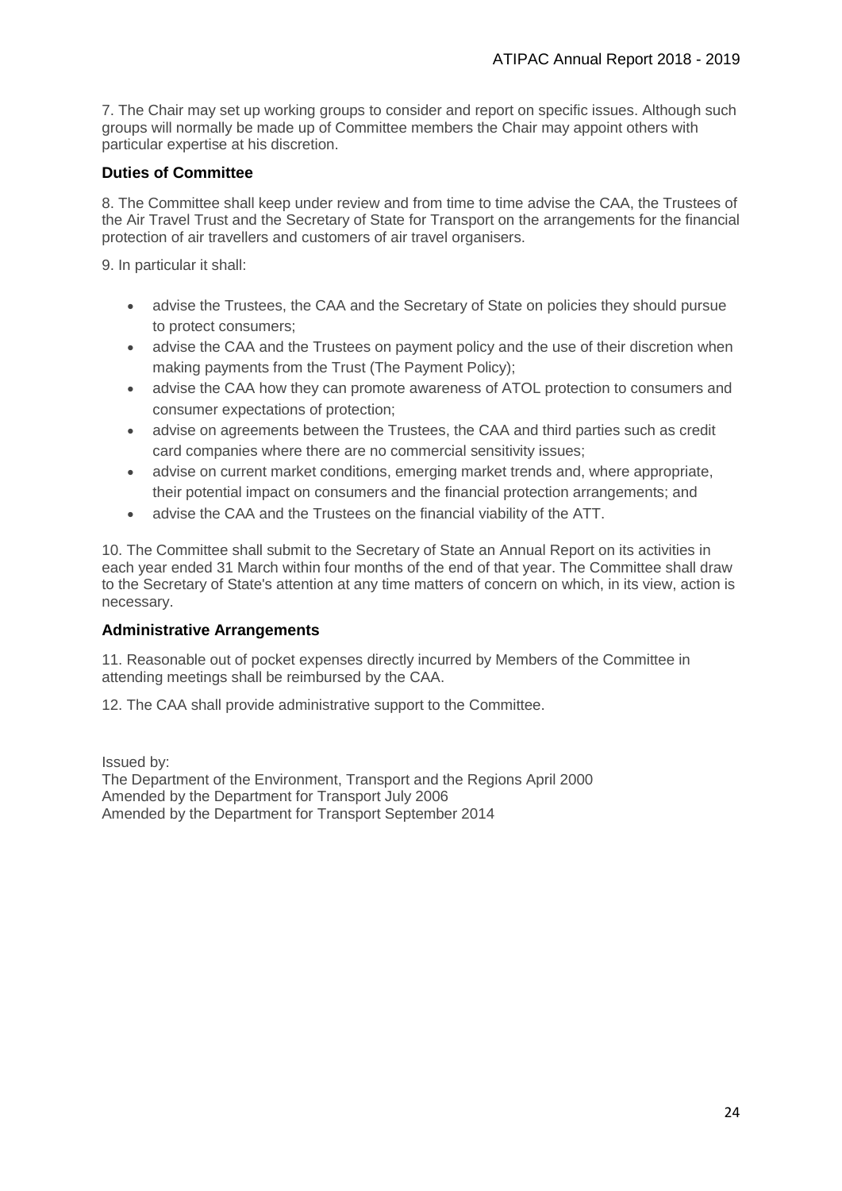7. The Chair may set up working groups to consider and report on specific issues. Although such groups will normally be made up of Committee members the Chair may appoint others with particular expertise at his discretion.

**Duties of Committee**

8. The Committee shall keep under review and from time to time advise the CAA, the Trustees of the Air Travel Trust and the Secretary of State for Transport on the arrangements for the financial protection of air travellers and customers of air travel organisers.

9. In particular it shall:

- advise the Trustees, the CAA and the Secretary of State on policies they should pursue to protect consumers;
- advise the CAA and the Trustees on payment policy and the use of their discretion when making payments from the Trust (The Payment Policy);
- advise the CAA how they can promote awareness of ATOL protection to consumers and consumer expectations of protection;
- advise on agreements between the Trustees, the CAA and third parties such as credit card companies where there are no commercial sensitivity issues;
- advise on current market conditions, emerging market trends and, where appropriate, their potential impact on consumers and the financial protection arrangements; and
- advise the CAA and the Trustees on the financial viability of the ATT.

10. The Committee shall submit to the Secretary of State an Annual Report on its activities in each year ended 31 March within four months of the end of that year. The Committee shall draw to the Secretary of State's attention at any time matters of concern on which, in its view, action is necessary.

**Administrative Arrangements**

11. Reasonable out of pocket expenses directly incurred by Members of the Committee in attending meetings shall be reimbursed by the CAA.

12. The CAA shall provide administrative support to the Committee.

Issued by:
The Department of the Environment, Transport and the Regions April 2000
Amended by the Department for Transport July 2006
Amended by the Department for Transport September 2014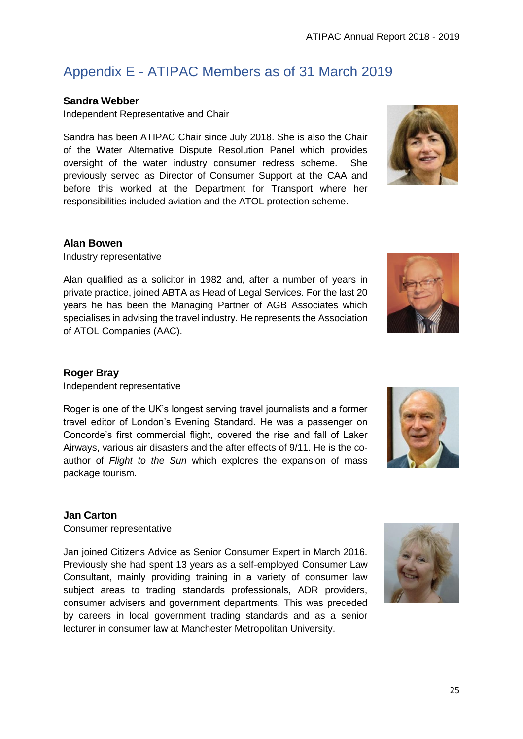# Appendix E - ATIPAC Members as of 31 March 2019

**Sandra Webber**

Independent Representative and Chair

Sandra has been ATIPAC Chair since July 2018. She is also the Chair of the Water Alternative Dispute Resolution Panel which provides oversight of the water industry consumer redress scheme. She previously served as Director of Consumer Support at the CAA and before this worked at the Department for Transport where her responsibilities included aviation and the ATOL protection scheme.

**Alan Bowen**

Industry representative

Alan qualified as a solicitor in 1982 and, after a number of years in private practice, joined ABTA as Head of Legal Services. For the last 20 years he has been the Managing Partner of AGB Associates which specialises in advising the travel industry. He represents the Association of ATOL Companies (AAC).

**Roger Bray**

Independent representative

Roger is one of the UK's longest serving travel journalists and a former travel editor of London's Evening Standard. He was a passenger on Concorde's first commercial flight, covered the rise and fall of Laker Airways, various air disasters and the after effects of 9/11. He is the co-author of *Flight to the Sun* which explores the expansion of mass package tourism.

**Jan Carton**

Consumer representative

Jan joined Citizens Advice as Senior Consumer Expert in March 2016. Previously she had spent 13 years as a self-employed Consumer Law Consultant, mainly providing training in a variety of consumer law subject areas to trading standards professionals, ADR providers, consumer advisers and government departments. This was preceded by careers in local government trading standards and as a senior lecturer in consumer law at Manchester Metropolitan University.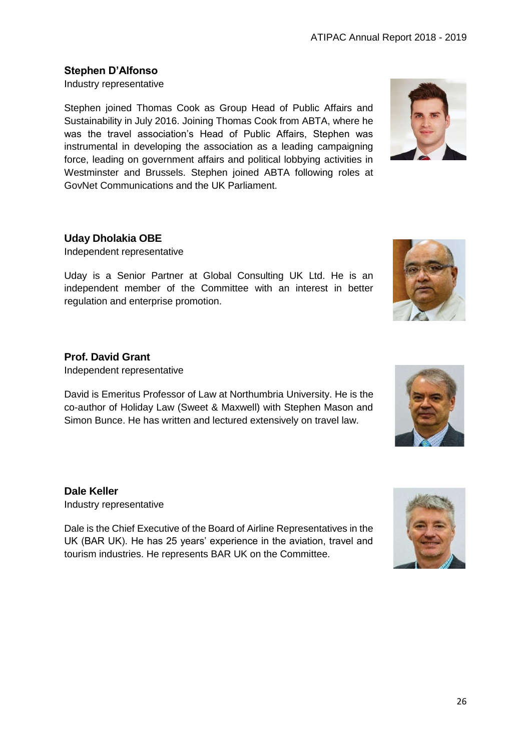**Stephen D'Alfonso**

Industry representative

Stephen joined Thomas Cook as Group Head of Public Affairs and Sustainability in July 2016. Joining Thomas Cook from ABTA, where he was the travel association's Head of Public Affairs, Stephen was instrumental in developing the association as a leading campaigning force, leading on government affairs and political lobbying activities in Westminster and Brussels. Stephen joined ABTA following roles at GovNet Communications and the UK Parliament.

**Uday Dholakia OBE**

Independent representative

Uday is a Senior Partner at Global Consulting UK Ltd. He is an independent member of the Committee with an interest in better regulation and enterprise promotion.

**Prof. David Grant**

Independent representative

David is Emeritus Professor of Law at Northumbria University. He is the co-author of Holiday Law (Sweet & Maxwell) with Stephen Mason and Simon Bunce. He has written and lectured extensively on travel law.

**Dale Keller**

Industry representative

Dale is the Chief Executive of the Board of Airline Representatives in the UK (BAR UK). He has 25 years' experience in the aviation, travel and tourism industries. He represents BAR UK on the Committee.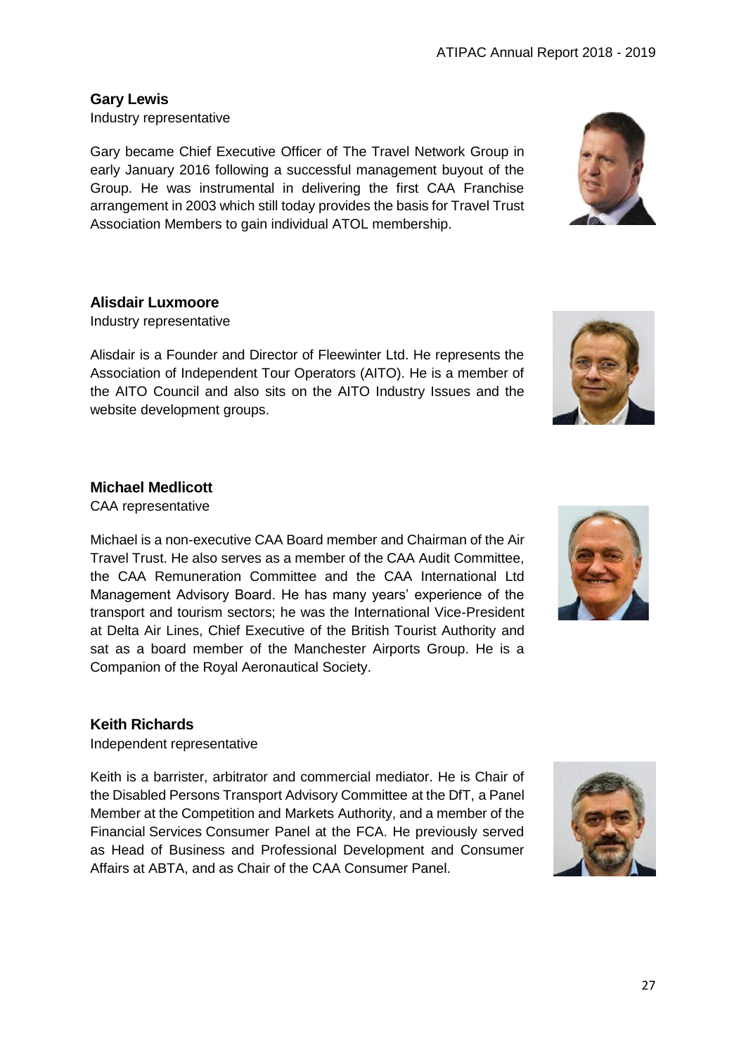**Gary Lewis**

Industry representative

Gary became Chief Executive Officer of The Travel Network Group in early January 2016 following a successful management buyout of the Group. He was instrumental in delivering the first CAA Franchise arrangement in 2003 which still today provides the basis for Travel Trust Association Members to gain individual ATOL membership.

**Alisdair Luxmoore**

Industry representative

Alisdair is a Founder and Director of Fleewinter Ltd. He represents the Association of Independent Tour Operators (AITO). He is a member of the AITO Council and also sits on the AITO Industry Issues and the website development groups.

**Michael Medlicott**

CAA representative

Michael is a non-executive CAA Board member and Chairman of the Air Travel Trust. He also serves as a member of the CAA Audit Committee, the CAA Remuneration Committee and the CAA International Ltd Management Advisory Board. He has many years' experience of the transport and tourism sectors; he was the International Vice-President at Delta Air Lines, Chief Executive of the British Tourist Authority and sat as a board member of the Manchester Airports Group. He is a Companion of the Royal Aeronautical Society.

**Keith Richards**

Independent representative

Keith is a barrister, arbitrator and commercial mediator. He is Chair of the Disabled Persons Transport Advisory Committee at the DfT, a Panel Member at the Competition and Markets Authority, and a member of the Financial Services Consumer Panel at the FCA. He previously served as Head of Business and Professional Development and Consumer Affairs at ABTA, and as Chair of the CAA Consumer Panel.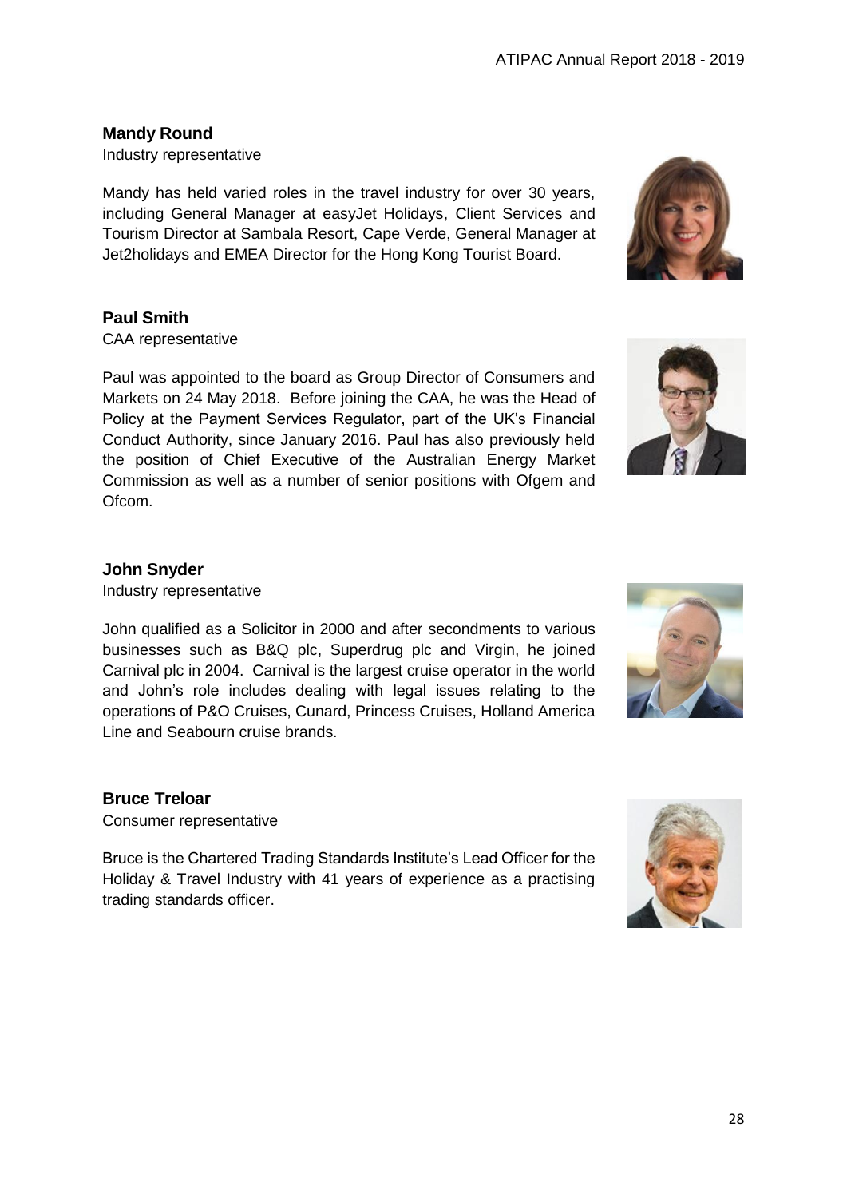**Mandy Round**

Industry representative

Mandy has held varied roles in the travel industry for over 30 years, including General Manager at easyJet Holidays, Client Services and Tourism Director at Sambala Resort, Cape Verde, General Manager at Jet2holidays and EMEA Director for the Hong Kong Tourist Board.

**Paul Smith**

CAA representative

Paul was appointed to the board as Group Director of Consumers and Markets on 24 May 2018. Before joining the CAA, he was the Head of Policy at the Payment Services Regulator, part of the UK's Financial Conduct Authority, since January 2016. Paul has also previously held the position of Chief Executive of the Australian Energy Market Commission as well as a number of senior positions with Ofgem and Ofcom.

**John Snyder**

Industry representative

John qualified as a Solicitor in 2000 and after secondments to various businesses such as B&Q plc, Superdrug plc and Virgin, he joined Carnival plc in 2004. Carnival is the largest cruise operator in the world and John's role includes dealing with legal issues relating to the operations of P&O Cruises, Cunard, Princess Cruises, Holland America Line and Seabourn cruise brands.

**Bruce Treloar**

Consumer representative

Bruce is the Chartered Trading Standards Institute's Lead Officer for the Holiday & Travel Industry with 41 years of experience as a practising trading standards officer.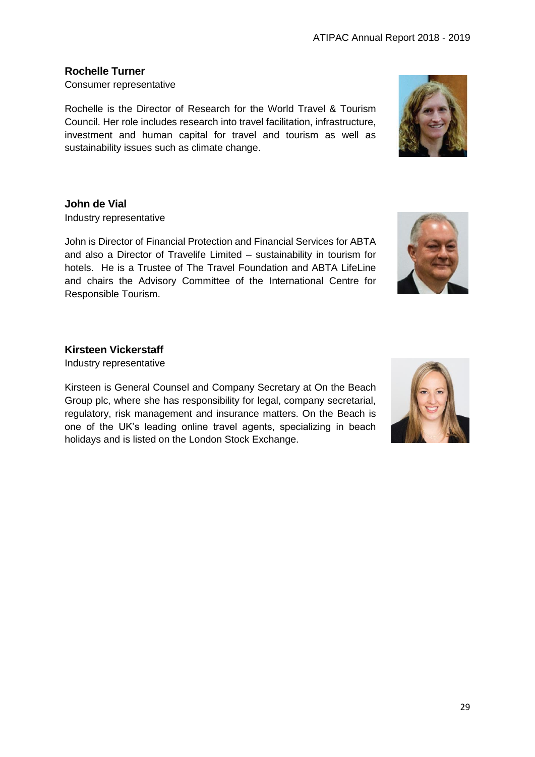**Rochelle Turner**
Consumer representative

Rochelle is the Director of Research for the World Travel & Tourism Council. Her role includes research into travel facilitation, infrastructure, investment and human capital for travel and tourism as well as sustainability issues such as climate change.

**John de Vial**
Industry representative

John is Director of Financial Protection and Financial Services for ABTA and also a Director of Travelife Limited – sustainability in tourism for hotels. He is a Trustee of The Travel Foundation and ABTA LifeLine and chairs the Advisory Committee of the International Centre for Responsible Tourism.

**Kirsteen Vickerstaff**
Industry representative

Kirsteen is General Counsel and Company Secretary at On the Beach Group plc, where she has responsibility for legal, company secretarial, regulatory, risk management and insurance matters. On the Beach is one of the UK's leading online travel agents, specializing in beach holidays and is listed on the London Stock Exchange.